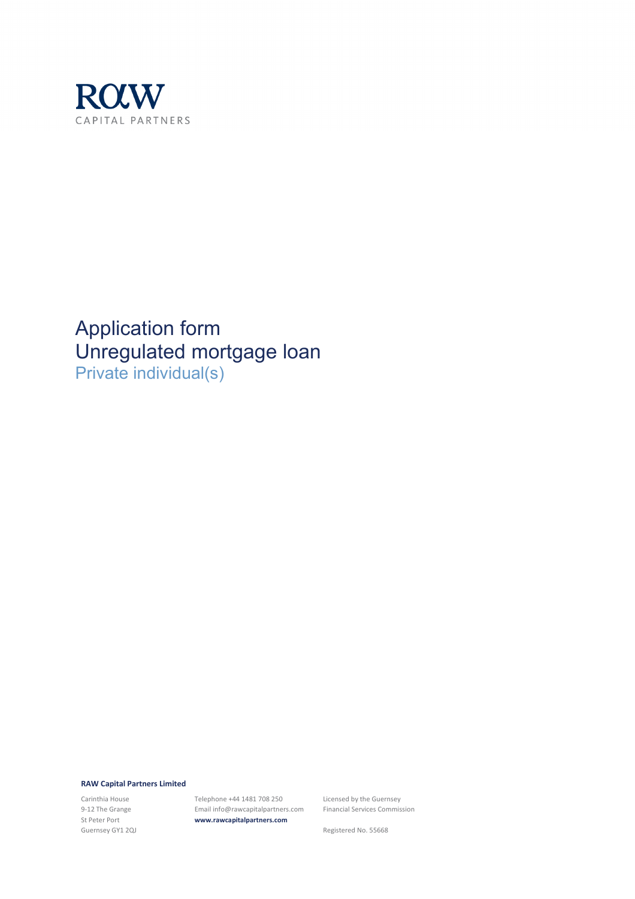RAW
CAPITAL PARTNERS

# Application form
# Unregulated mortgage loan
## Private individual(s)

**RAW Capital Partners Limited**

Carinthia House
9-12 The Grange
St Peter Port
Guernsey GY1 2QJ

Telephone +44 1481 708 250
Email info@rawcapitalpartners.com
**www.rawcapitalpartners.com**

Licensed by the Guernsey Financial Services Commission

Registered No. 55668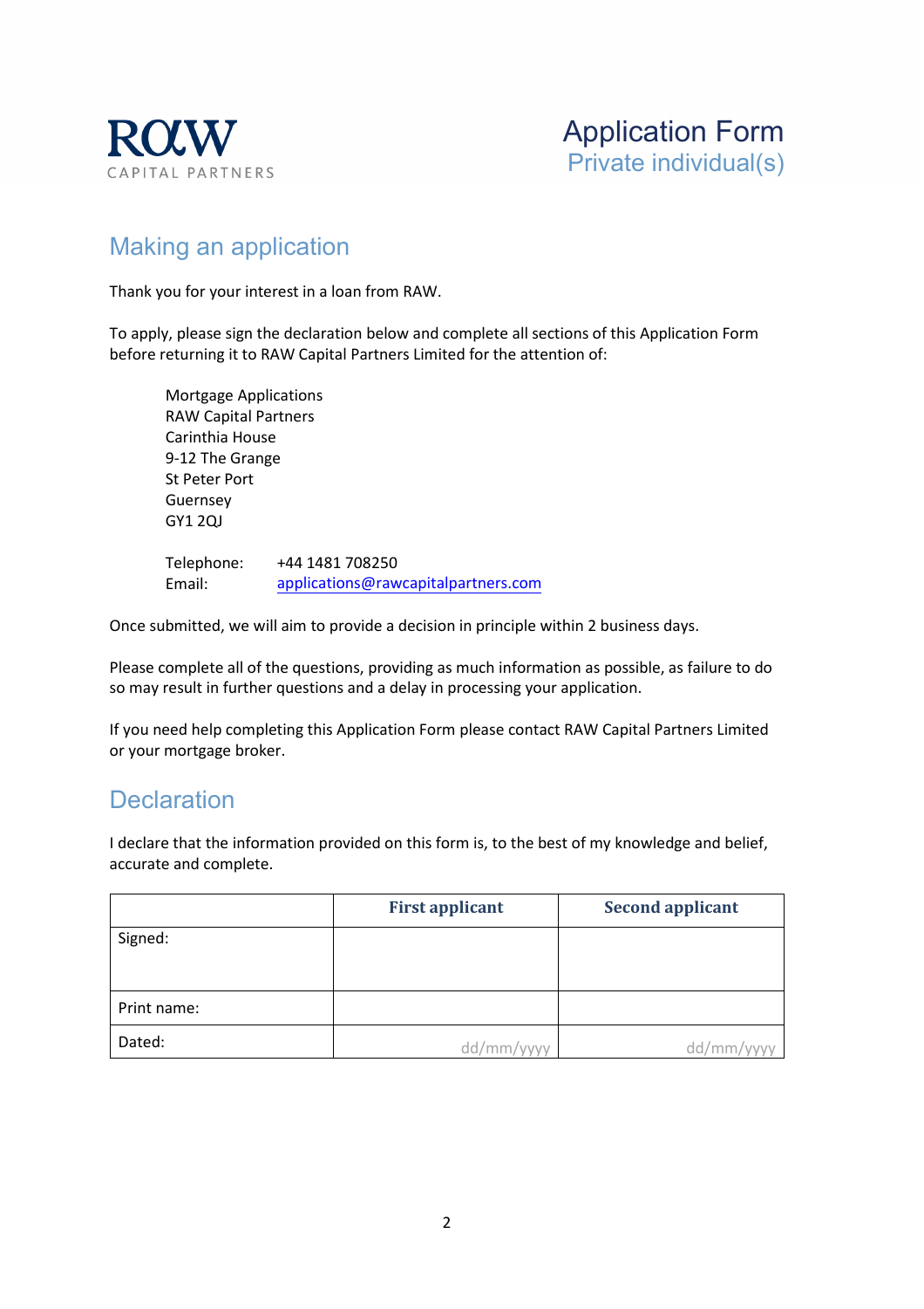RAW CAPITAL PARTNERS

# Application Form
## Private individual(s)

## Making an application

Thank you for your interest in a loan from RAW.

To apply, please sign the declaration below and complete all sections of this Application Form before returning it to RAW Capital Partners Limited for the attention of:

Mortgage Applications
RAW Capital Partners
Carinthia House
9-12 The Grange
St Peter Port
Guernsey
GY1 2QJ

Telephone: +44 1481 708250
Email: applications@rawcapitalpartners.com

Once submitted, we will aim to provide a decision in principle within 2 business days.

Please complete all of the questions, providing as much information as possible, as failure to do so may result in further questions and a delay in processing your application.

If you need help completing this Application Form please contact RAW Capital Partners Limited or your mortgage broker.

## Declaration

I declare that the information provided on this form is, to the best of my knowledge and belief, accurate and complete.

| | First applicant | Second applicant |
|---|---|---|
| Signed: | | |
| Print name: | | |
| Dated: | dd/mm/yyyy | dd/mm/yyyy |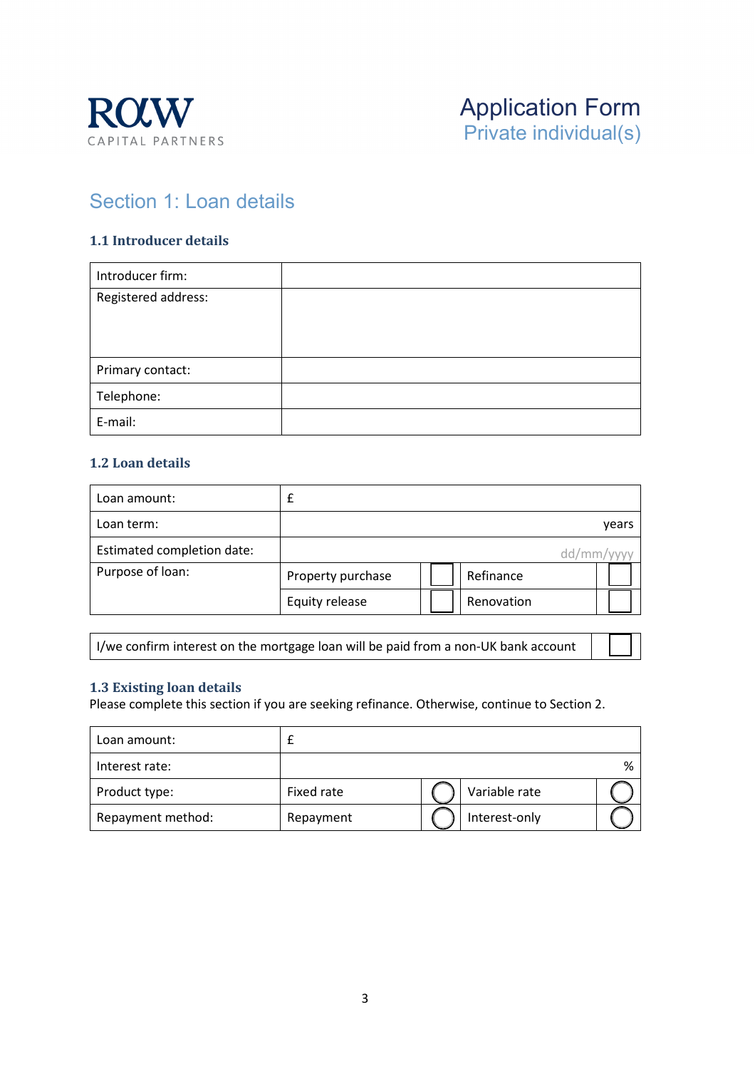ROW CAPITAL PARTNERS

# Application Form
## Private individual(s)

## Section 1: Loan details

### 1.1 Introducer details

| Introducer firm: | |
|---|---|
| Registered address: | |
| Primary contact: | |
| Telephone: | |
| E-mail: | |

### 1.2 Loan details

| Loan amount: | £ | | |
|---|---|---|---|
| Loan term: | years | | |
| Estimated completion date: | dd/mm/yyyy | | |
| Purpose of loan: | Property purchase ☐ | Refinance ☐ | |
| | Equity release ☐ | Renovation ☐ | |

| I/we confirm interest on the mortgage loan will be paid from a non-UK bank account | ☐ |
|---|---|

### 1.3 Existing loan details

Please complete this section if you are seeking refinance. Otherwise, continue to Section 2.

| Loan amount: | £ | |
|---|---|---|
| Interest rate: | % | |
| Product type: | Fixed rate ◯ | Variable rate ◯ |
| Repayment method: | Repayment ◯ | Interest-only ◯ |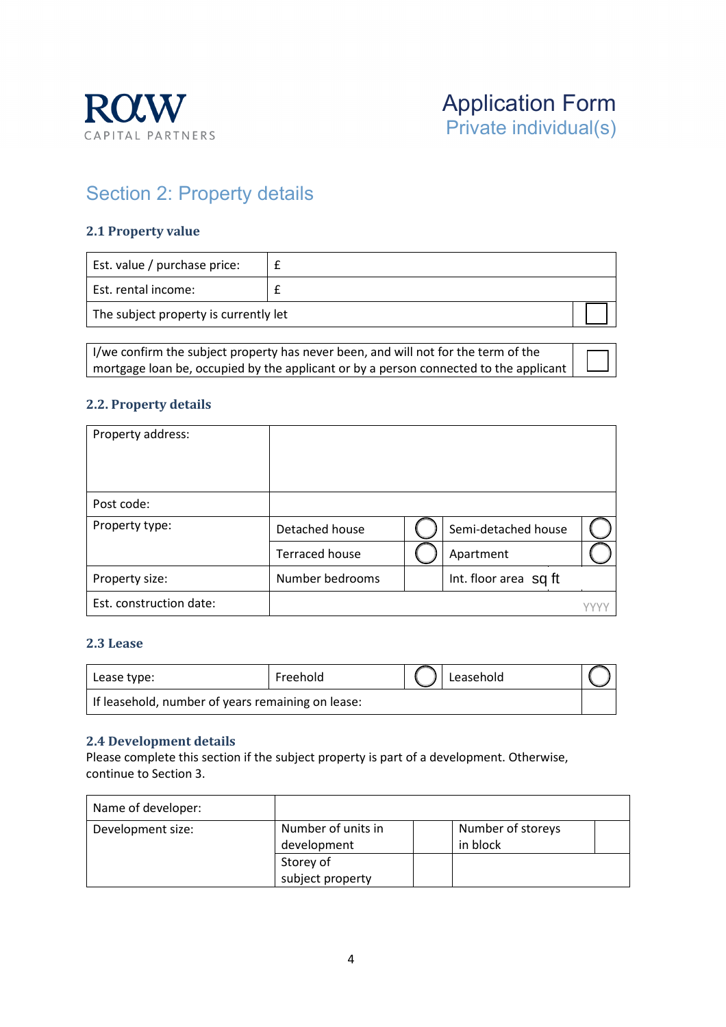# Application Form
## Private individual(s)

## Section 2: Property details

### 2.1 Property value

| Est. value / purchase price: | £ |
|---|---|
| Est. rental income: | £ |
| The subject property is currently let | ☐ |

| I/we confirm the subject property has never been, and will not for the term of the mortgage loan be, occupied by the applicant or by a person connected to the applicant | ☐ |
|---|---|

### 2.2. Property details

| Property address: | | | | |
|---|---|---|---|---|
| Post code: | | | | |
| Property type: | Detached house | ○ | Semi-detached house | ○ |
| | Terraced house | ○ | Apartment | ○ |
| Property size: | Number bedrooms | | Int. floor area sq ft | |
| Est. construction date: | | | | YYYY |

### 2.3 Lease

| Lease type: | Freehold | ○ | Leasehold | ○ |
|---|---|---|---|---|
| If leasehold, number of years remaining on lease: | | | | |

### 2.4 Development details

Please complete this section if the subject property is part of a development. Otherwise, continue to Section 3.

| Name of developer: | | | | |
|---|---|---|---|---|
| Development size: | Number of units in development | | Number of storeys in block | |
| | Storey of subject property | | | |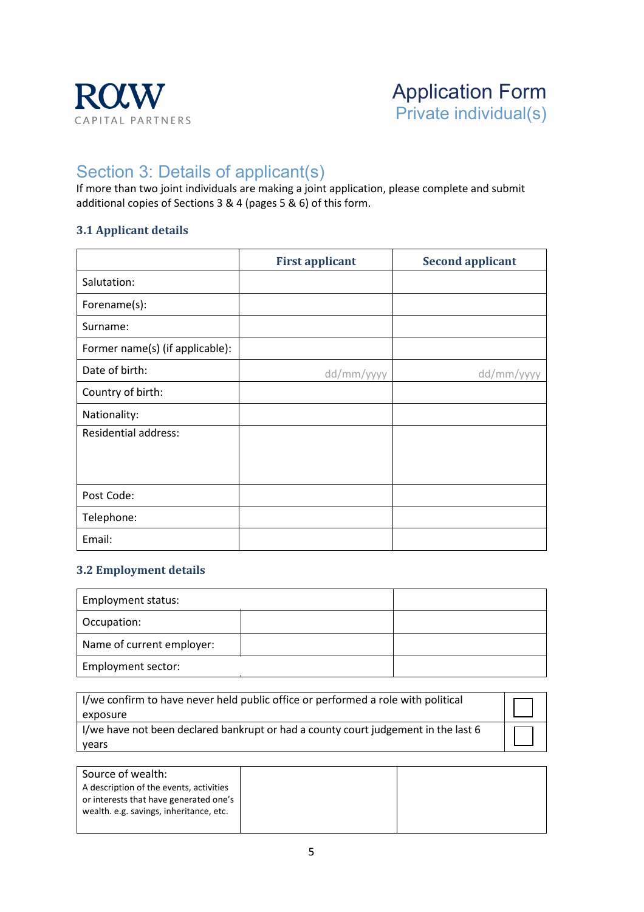ROW CAPITAL PARTNERS

# Application Form
## Private individual(s)

## Section 3: Details of applicant(s)

If more than two joint individuals are making a joint application, please complete and submit additional copies of Sections 3 & 4 (pages 5 & 6) of this form.

### 3.1 Applicant details

| | First applicant | Second applicant |
|---|---|---|
| Salutation: | | |
| Forename(s): | | |
| Surname: | | |
| Former name(s) (if applicable): | | |
| Date of birth: | dd/mm/yyyy | dd/mm/yyyy |
| Country of birth: | | |
| Nationality: | | |
| Residential address: | | |
| Post Code: | | |
| Telephone: | | |
| Email: | | |

### 3.2 Employment details

| | | |
|---|---|---|
| Employment status: | | |
| Occupation: | | |
| Name of current employer: | | |
| Employment sector: | | |

| | |
|---|---|
| I/we confirm to have never held public office or performed a role with political exposure | ☐ |
| I/we have not been declared bankrupt or had a county court judgement in the last 6 years | ☐ |

| | | |
|---|---|---|
| Source of wealth: A description of the events, activities or interests that have generated one's wealth. e.g. savings, inheritance, etc. | | |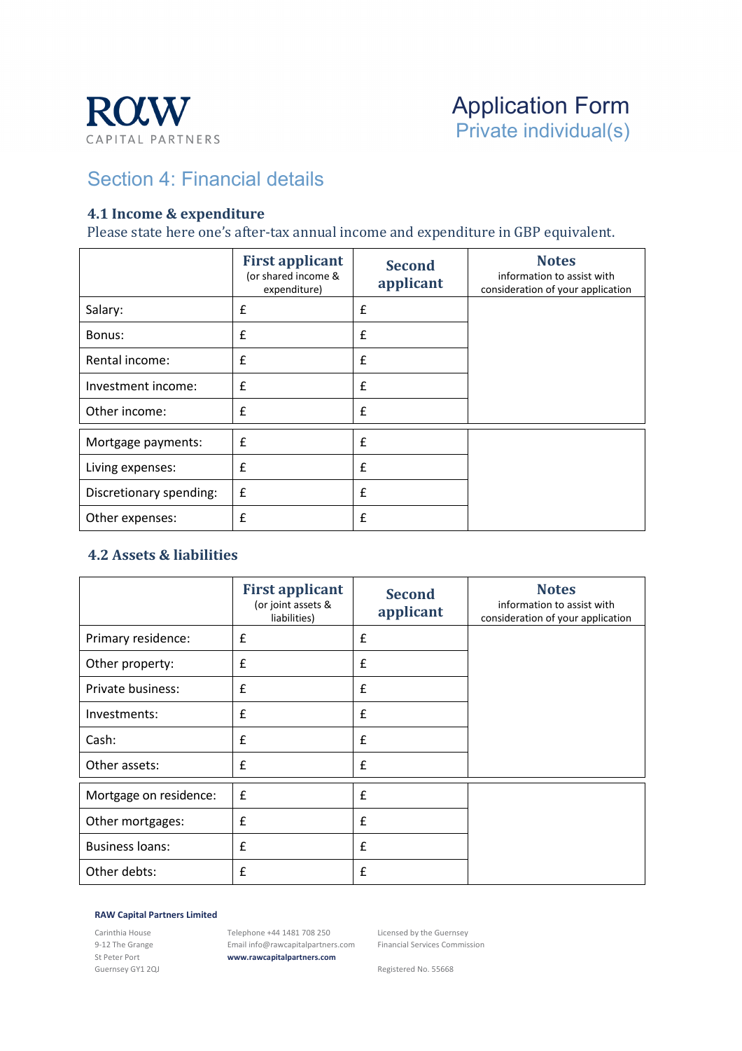RAW
CAPITAL PARTNERS

# Application Form
Private individual(s)

## Section 4: Financial details

### 4.1 Income & expenditure

Please state here one's after-tax annual income and expenditure in GBP equivalent.

| | **First applicant** (or shared income & expenditure) | **Second applicant** | **Notes** information to assist with consideration of your application |
|---|---|---|---|
| Salary: | £ | £ | |
| Bonus: | £ | £ | |
| Rental income: | £ | £ | |
| Investment income: | £ | £ | |
| Other income: | £ | £ | |
| Mortgage payments: | £ | £ | |
| Living expenses: | £ | £ | |
| Discretionary spending: | £ | £ | |
| Other expenses: | £ | £ | |

### 4.2 Assets & liabilities

| | **First applicant** (or joint assets & liabilities) | **Second applicant** | **Notes** information to assist with consideration of your application |
|---|---|---|---|
| Primary residence: | £ | £ | |
| Other property: | £ | £ | |
| Private business: | £ | £ | |
| Investments: | £ | £ | |
| Cash: | £ | £ | |
| Other assets: | £ | £ | |
| Mortgage on residence: | £ | £ | |
| Other mortgages: | £ | £ | |
| Business loans: | £ | £ | |
| Other debts: | £ | £ | |

**RAW Capital Partners Limited**

Carinthia House
9-12 The Grange
St Peter Port
Guernsey GY1 2QJ

Telephone +44 1481 708 250
Email info@rawcapitalpartners.com
**www.rawcapitalpartners.com**

Licensed by the Guernsey
Financial Services Commission

Registered No. 55668